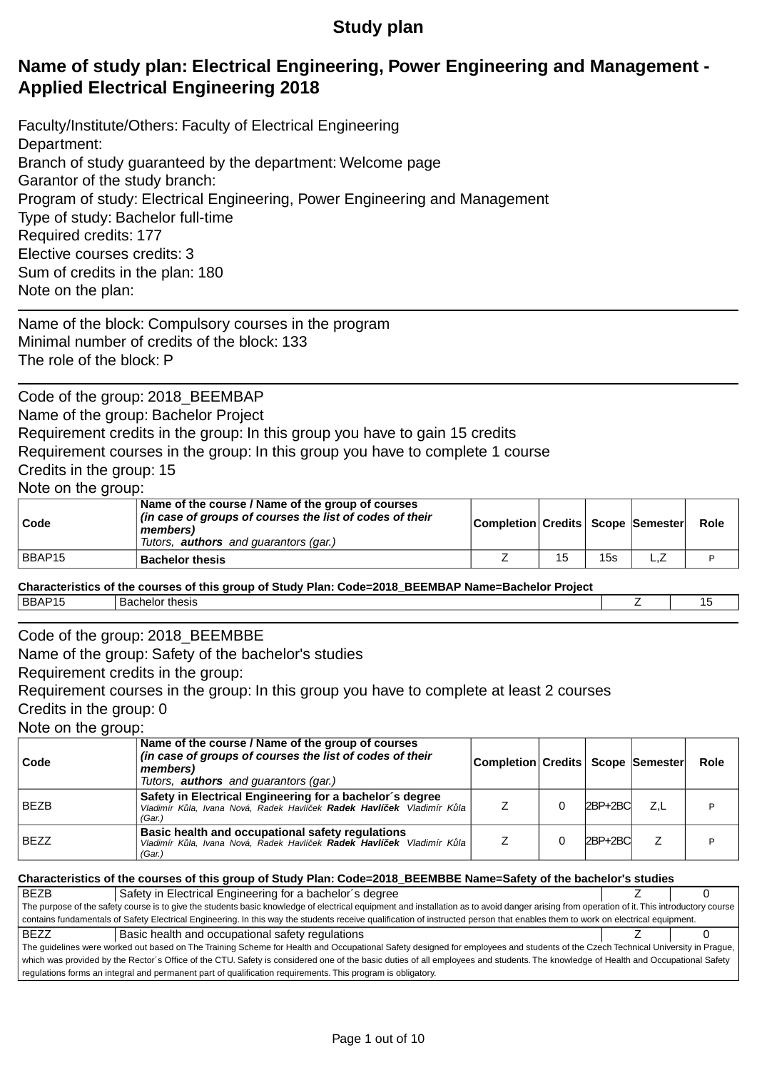# Study plan

## Name of study plan: Electrical Engineering, Power Engineering and Management - Applied Electrical Engineering 2018

Faculty/Institute/Others: Faculty of Electrical Engineering
Department:
Branch of study guaranteed by the department: Welcome page
Garantor of the study branch:
Program of study: Electrical Engineering, Power Engineering and Management
Type of study: Bachelor full-time
Required credits: 177
Elective courses credits: 3
Sum of credits in the plan: 180
Note on the plan:

---

Name of the block: Compulsory courses in the program
Minimal number of credits of the block: 133
The role of the block: P

---

Code of the group: 2018_BEEMBAP
Name of the group: Bachelor Project
Requirement credits in the group: In this group you have to gain 15 credits
Requirement courses in the group: In this group you have to complete 1 course
Credits in the group: 15
Note on the group:

| Code | Name of the course / Name of the group of courses *(in case of groups of courses the list of codes of their members)* *Tutors, **authors** and guarantors (gar.)* | Completion | Credits | Scope | Semester | Role |
|---|---|---|---|---|---|---|
| BBAP15 | **Bachelor thesis** | Z | 15 | 15s | L,Z | P |

**Characteristics of the courses of this group of Study Plan: Code=2018_BEEMBAP Name=Bachelor Project**

| BBAP15 | Bachelor thesis | Z | 15 |
|---|---|---|---|

---

Code of the group: 2018_BEEMBBE
Name of the group: Safety of the bachelor's studies
Requirement credits in the group:
Requirement courses in the group: In this group you have to complete at least 2 courses
Credits in the group: 0
Note on the group:

| Code | Name of the course / Name of the group of courses *(in case of groups of courses the list of codes of their members)* *Tutors, **authors** and guarantors (gar.)* | Completion | Credits | Scope | Semester | Role |
|---|---|---|---|---|---|---|
| BEZB | **Safety in Electrical Engineering for a bachelor´s degree** *Vladimír Kůla, Ivana Nová, Radek Havlíček **Radek Havlíček** Vladimír Kůla (Gar.)* | Z | 0 | 2BP+2BC | Z,L | P |
| BEZZ | **Basic health and occupational safety regulations** *Vladimír Kůla, Ivana Nová, Radek Havlíček **Radek Havlíček** Vladimír Kůla (Gar.)* | Z | 0 | 2BP+2BC | Z | P |

**Characteristics of the courses of this group of Study Plan: Code=2018_BEEMBBE Name=Safety of the bachelor's studies**

| BEZB | Safety in Electrical Engineering for a bachelor´s degree | Z | 0 |
|---|---|---|---|
| The purpose of the safety course is to give the students basic knowledge of electrical equipment and installation as to avoid danger arising from operation of it. This introductory course contains fundamentals of Safety Electrical Engineering. In this way the students receive qualification of instructed person that enables them to work on electrical equipment. | | | |
| BEZZ | Basic health and occupational safety regulations | Z | 0 |
| The guidelines were worked out based on The Training Scheme for Health and Occupational Safety designed for employees and students of the Czech Technical University in Prague, which was provided by the Rector´s Office of the CTU. Safety is considered one of the basic duties of all employees and students. The knowledge of Health and Occupational Safety regulations forms an integral and permanent part of qualification requirements. This program is obligatory. | | | |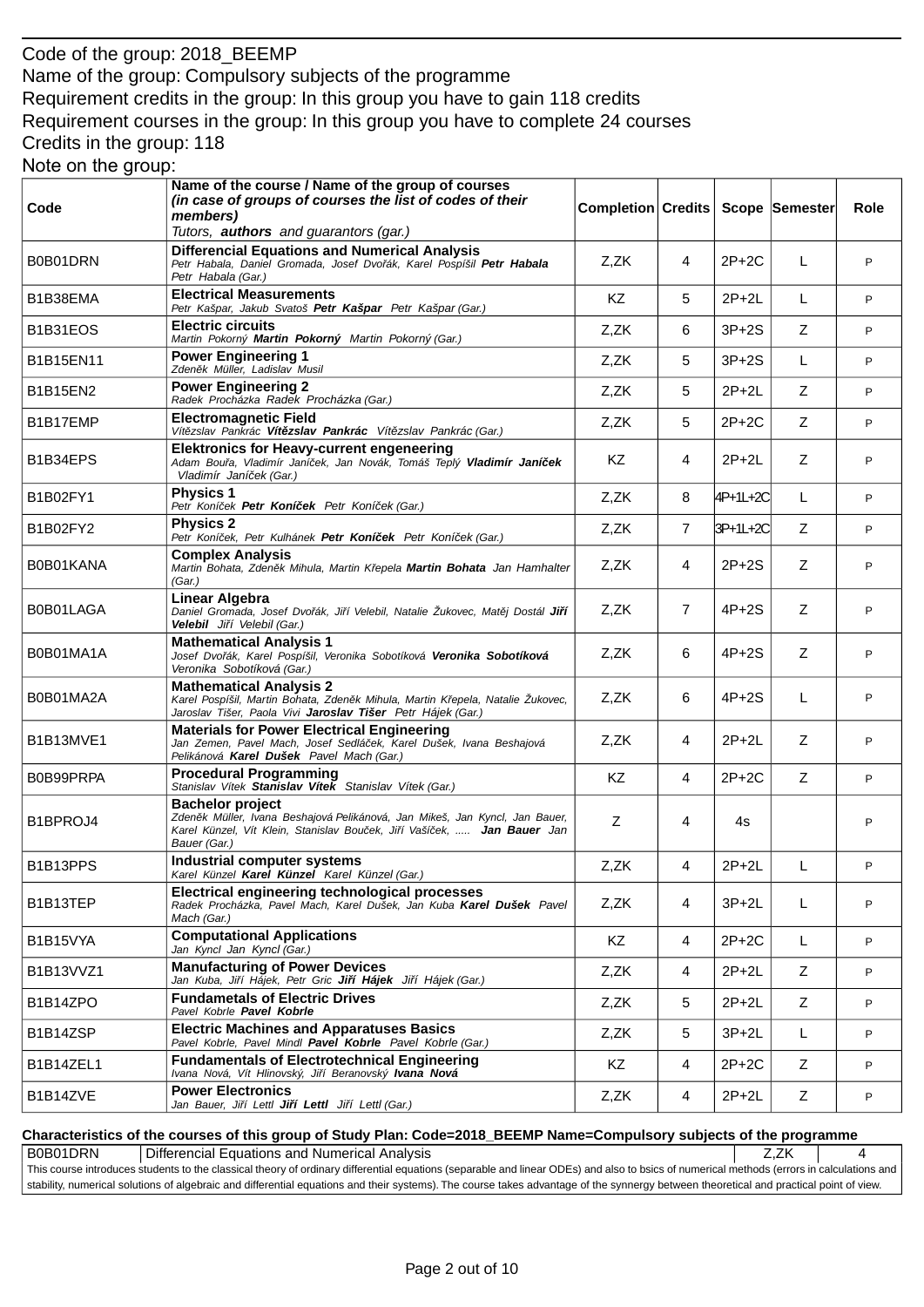Code of the group: 2018_BEEMP
Name of the group: Compulsory subjects of the programme
Requirement credits in the group: In this group you have to gain 118 credits
Requirement courses in the group: In this group you have to complete 24 courses
Credits in the group: 118
Note on the group:

| Code | Name of the course / Name of the group of courses *(in case of groups of courses the list of codes of their members)* *Tutors,* ***authors*** *and guarantors (gar.)* | Completion | Credits | Scope | Semester | Role |
|---|---|---|---|---|---|---|
| B0B01DRN | **Differencial Equations and Numerical Analysis** *Petr Habala, Daniel Gromada, Josef Dvořák, Karel Pospíšil* ***Petr Habala*** *Petr Habala (Gar.)* | Z,ZK | 4 | 2P+2C | L | P |
| B1B38EMA | **Electrical Measurements** *Petr Kašpar, Jakub Svatoš* ***Petr Kašpar*** *Petr Kašpar (Gar.)* | KZ | 5 | 2P+2L | L | P |
| B1B31EOS | **Electric circuits** *Martin Pokorný* ***Martin Pokorný*** *Martin Pokorný (Gar.)* | Z,ZK | 6 | 3P+2S | Z | P |
| B1B15EN11 | **Power Engineering 1** *Zdeněk Müller, Ladislav Musil* | Z,ZK | 5 | 3P+2S | L | P |
| B1B15EN2 | **Power Engineering 2** *Radek Procházka* ***Radek Procházka*** *(Gar.)* | Z,ZK | 5 | 2P+2L | Z | P |
| B1B17EMP | **Electromagnetic Field** *Vítězslav Pankrác* ***Vítězslav Pankrác*** *Vítězslav Pankrác (Gar.)* | Z,ZK | 5 | 2P+2C | Z | P |
| B1B34EPS | **Elektronics for Heavy-current engeneering** *Adam Bouřa, Vladimír Janíček, Jan Novák, Tomáš Teplý* ***Vladimír Janíček*** *Vladimír Janíček (Gar.)* | KZ | 4 | 2P+2L | Z | P |
| B1B02FY1 | **Physics 1** *Petr Koníček* ***Petr Koníček*** *Petr Koníček (Gar.)* | Z,ZK | 8 | 4P+1L+2C | L | P |
| B1B02FY2 | **Physics 2** *Petr Koníček, Petr Kulhánek* ***Petr Koníček*** *Petr Koníček (Gar.)* | Z,ZK | 7 | 3P+1L+2C | Z | P |
| B0B01KANA | **Complex Analysis** *Martin Bohata, Zdeněk Mihula, Martin Křepela* ***Martin Bohata*** *Jan Hamhalter (Gar.)* | Z,ZK | 4 | 2P+2S | Z | P |
| B0B01LAGA | **Linear Algebra** *Daniel Gromada, Josef Dvořák, Jiří Velebil, Natalie Žukovec, Matěj Dostál* ***Jiří Velebil*** *Jiří Velebil (Gar.)* | Z,ZK | 7 | 4P+2S | Z | P |
| B0B01MA1A | **Mathematical Analysis 1** *Josef Dvořák, Karel Pospíšil, Veronika Sobotíková* ***Veronika Sobotíková*** *Veronika Sobotíková (Gar.)* | Z,ZK | 6 | 4P+2S | Z | P |
| B0B01MA2A | **Mathematical Analysis 2** *Karel Pospíšil, Martin Bohata, Zdeněk Mihula, Martin Křepela, Natalie Žukovec, Jaroslav Tišer, Paola Vivi* ***Jaroslav Tišer*** *Petr Hájek (Gar.)* | Z,ZK | 6 | 4P+2S | L | P |
| B1B13MVE1 | **Materials for Power Electrical Engineering** *Jan Zemen, Pavel Mach, Josef Sedláček, Karel Dušek, Ivana Beshajová Pelikánová* ***Karel Dušek*** *Pavel Mach (Gar.)* | Z,ZK | 4 | 2P+2L | Z | P |
| B0B99PRPA | **Procedural Programming** *Stanislav Vítek* ***Stanislav Vítek*** *Stanislav Vítek (Gar.)* | KZ | 4 | 2P+2C | Z | P |
| B1BPROJ4 | **Bachelor project** *Zdeněk Müller, Ivana Beshajová Pelikánová, Jan Mikeš, Jan Kyncl, Jan Bauer, Karel Künzel, Vít Klein, Stanislav Bouček, Jiří Vašíček, .....* ***Jan Bauer*** *Jan Bauer (Gar.)* | Z | 4 | 4s | | P |
| B1B13PPS | **Industrial computer systems** *Karel Künzel* ***Karel Künzel*** *Karel Künzel (Gar.)* | Z,ZK | 4 | 2P+2L | L | P |
| B1B13TEP | **Electrical engineering technological processes** *Radek Procházka, Pavel Mach, Karel Dušek, Jan Kuba* ***Karel Dušek*** *Pavel Mach (Gar.)* | Z,ZK | 4 | 3P+2L | L | P |
| B1B15VYA | **Computational Applications** *Jan Kyncl* ***Jan Kyncl*** *(Gar.)* | KZ | 4 | 2P+2C | L | P |
| B1B13VVZ1 | **Manufacturing of Power Devices** *Jan Kuba, Jiří Hájek, Petr Gric* ***Jiří Hájek*** *Jiří Hájek (Gar.)* | Z,ZK | 4 | 2P+2L | Z | P |
| B1B14ZPO | **Fundametals of Electric Drives** *Pavel Kobrle* ***Pavel Kobrle*** | Z,ZK | 5 | 2P+2L | Z | P |
| B1B14ZSP | **Electric Machines and Apparatuses Basics** *Pavel Kobrle, Pavel Mindl* ***Pavel Kobrle*** *Pavel Kobrle (Gar.)* | Z,ZK | 5 | 3P+2L | L | P |
| B1B14ZEL1 | **Fundamentals of Electrotechnical Engineering** *Ivana Nová, Vít Hlinovský, Jiří Beranovský* ***Ivana Nová*** | KZ | 4 | 2P+2C | Z | P |
| B1B14ZVE | **Power Electronics** *Jan Bauer, Jiří Lettl* ***Jiří Lettl*** *Jiří Lettl (Gar.)* | Z,ZK | 4 | 2P+2L | Z | P |

**Characteristics of the courses of this group of Study Plan: Code=2018_BEEMP Name=Compulsory subjects of the programme**

| B0B01DRN | Differencial Equations and Numerical Analysis | Z,ZK | 4 |
|---|---|---|---|
| This course introduces students to the classical theory of ordinary differential equations (separable and linear ODEs) and also to bsics of numerical methods (errors in calculations and stability, numerical solutions of algebraic and differential equations and their systems). The course takes advantage of the synergy between theoretical and practical point of view. | | | |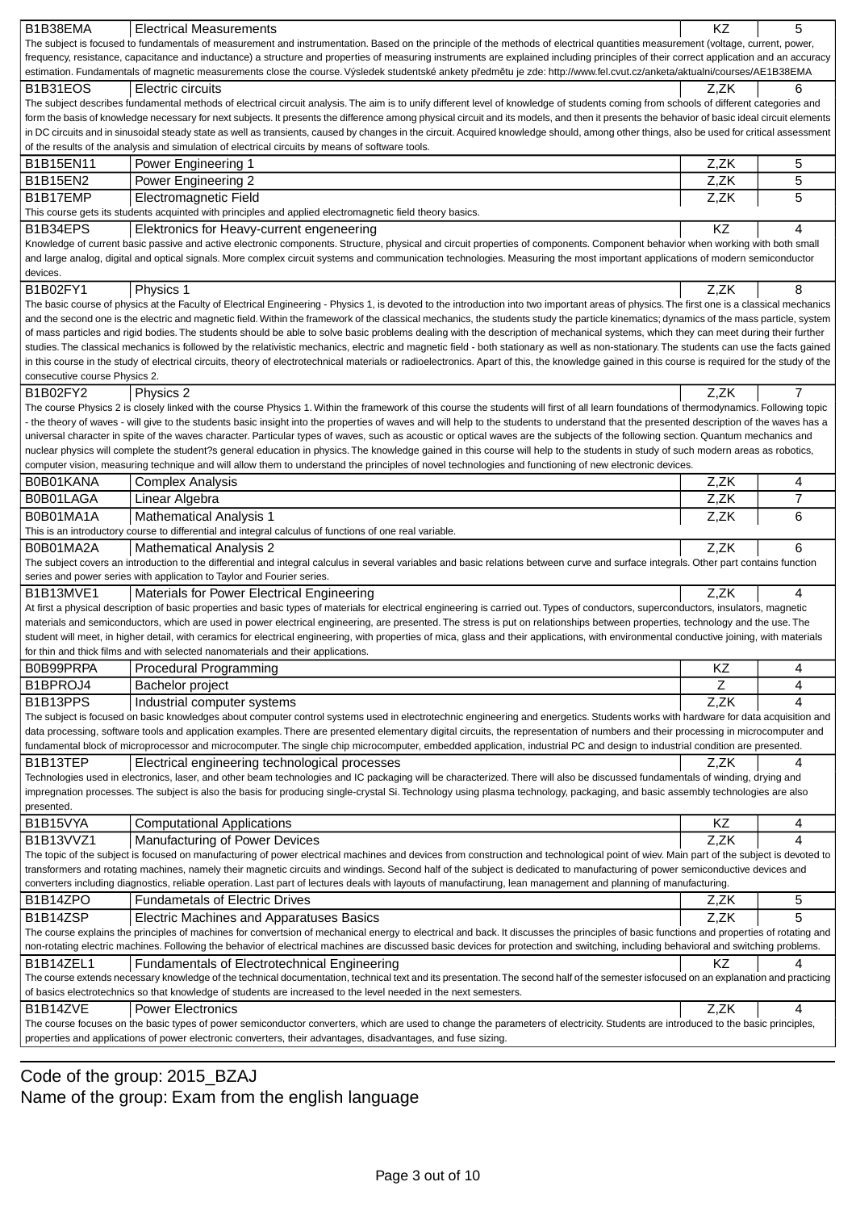| Code | Name | Completion | Credits |
|---|---|---|---|
| B1B38EMA | Electrical Measurements | KZ | 5 |

The subject is focused to fundamentals of measurement and instrumentation. Based on the principle of the methods of electrical quantities measurement (voltage, current, power, frequency, resistance, capacitance and inductance) a structure and properties of measuring instruments are explained including principles of their correct application and an accuracy estimation. Fundamentals of magnetic measurements close the course. Výsledek studentské ankety předmětu je zde: http://www.fel.cvut.cz/anketa/aktualni/courses/AE1B38EMA

| Code | Name | Completion | Credits |
|---|---|---|---|
| B1B31EOS | Electric circuits | Z,ZK | 6 |

The subject describes fundamental methods of electrical circuit analysis. The aim is to unify different level of knowledge of students coming from schools of different categories and form the basis of knowledge necessary for next subjects. It presents the difference among physical circuit and its models, and then it presents the behavior of basic ideal circuit elements in DC circuits and in sinusoidal steady state as well as transients, caused by changes in the circuit. Acquired knowledge should, among other things, also be used for critical assessment of the results of the analysis and simulation of electrical circuits by means of software tools.

| Code | Name | Completion | Credits |
|---|---|---|---|
| B1B15EN11 | Power Engineering 1 | Z,ZK | 5 |
| B1B15EN2 | Power Engineering 2 | Z,ZK | 5 |
| B1B17EMP | Electromagnetic Field | Z,ZK | 5 |

This course gets its students acquinted with principles and applied electromagnetic field theory basics.

| Code | Name | Completion | Credits |
|---|---|---|---|
| B1B34EPS | Elektronics for Heavy-current engeneering | KZ | 4 |

Knowledge of current basic passive and active electronic components. Structure, physical and circuit properties of components. Component behavior when working with both small and large analog, digital and optical signals. More complex circuit systems and communication technologies. Measuring the most important applications of modern semiconductor devices.

| Code | Name | Completion | Credits |
|---|---|---|---|
| B1B02FY1 | Physics 1 | Z,ZK | 8 |

The basic course of physics at the Faculty of Electrical Engineering - Physics 1, is devoted to the introduction into two important areas of physics. The first one is a classical mechanics and the second one is the electric and magnetic field. Within the framework of the classical mechanics, the students study the particle kinematics; dynamics of the mass particle, system of mass particles and rigid bodies. The students should be able to solve basic problems dealing with the description of mechanical systems, which they can meet during their further studies. The classical mechanics is followed by the relativistic mechanics, electric and magnetic field - both stationary as well as non-stationary. The students can use the facts gained in this course in the study of electrical circuits, theory of electrotechnical materials or radioelectronics. Apart of this, the knowledge gained in this course is required for the study of the consecutive course Physics 2.

| Code | Name | Completion | Credits |
|---|---|---|---|
| B1B02FY2 | Physics 2 | Z,ZK | 7 |

The course Physics 2 is closely linked with the course Physics 1. Within the framework of this course the students will first of all learn foundations of thermodynamics. Following topic - the theory of waves - will give to the students basic insight into the properties of waves and will help to the students to understand that the presented description of the waves has a universal character in spite of the wave diversity. Particular types of waves, such as acoustic or optical waves are the subjects of the following section. Quantum mechanics and nuclear physics will complete the student?s general education in physics. The knowledge gained in this course will help to the students in study of such modern areas as robotics, computer vision, measuring technique and will allow them to understand the principles of novel technologies and functioning of new electronic devices.

| Code | Name | Completion | Credits |
|---|---|---|---|
| B0B01KANA | Complex Analysis | Z,ZK | 4 |
| B0B01LAGA | Linear Algebra | Z,ZK | 7 |
| B0B01MA1A | Mathematical Analysis 1 | Z,ZK | 6 |

This is an introductory course to differential and integral calculus of functions of one real variable.

| Code | Name | Completion | Credits |
|---|---|---|---|
| B0B01MA2A | Mathematical Analysis 2 | Z,ZK | 6 |

The subject covers an introduction to the differential and integral calculus in several variables and basic relations between curve and surface integrals. Other part contains function series and power series with application to Taylor and Fourier series.

| Code | Name | Completion | Credits |
|---|---|---|---|
| B1B13MVE1 | Materials for Power Electrical Engineering | Z,ZK | 4 |

At first a physical description of basic properties and basic types of materials for electrical engineering is carried out. Types of conductors, superconductors, insulators, magnetic materials and semiconductors, which are used in power electrical engineering, are presented. The stress is put on relationships between properties, technology and the use. The student will meet, in higher detail, with ceramics for electrical engineering, with properties of mica, glass and their applications, with environmental conductive joining, with materials for thin and thick films and with selected nanomaterials and their applications.

| Code | Name | Completion | Credits |
|---|---|---|---|
| B0B99PRPA | Procedural Programming | KZ | 4 |
| B1BPROJ4 | Bachelor project | Z | 4 |
| B1B13PPS | Industrial computer systems | Z,ZK | 4 |

The subject is focused on basic knowledges about computer control systems used in electrotechnic engineering and energetics. Students works with hardware for data acquisition and data processing, software tools and application examples. There are presented elementary digital circuits, the representation of numbers and their processing in microcomputer and fundamental block of microprocessor and microcomputer. The single chip microcomputer, embedded application, industrial PC and design to industrial condition are presented.

| Code | Name | Completion | Credits |
|---|---|---|---|
| B1B13TEP | Electrical engineering technological processes | Z,ZK | 4 |

Technologies used in electronics, laser, and other beam technologies and IC packaging will be characterized. There will also be discussed fundamentals of winding, drying and impregnation processes. The subject is also the basis for producing single-crystal Si. Technology using plasma technology, packaging, and basic assembly technologies are also presented.

| Code | Name | Completion | Credits |
|---|---|---|---|
| B1B15VYA | Computational Applications | KZ | 4 |
| B1B13VVZ1 | Manufacturing of Power Devices | Z,ZK | 4 |

The topic of the subject is focused on manufacturing of power electrical machines and devices from construction and technological point of wiev. Main part of the subject is devoted to transformers and rotating machines, namely their magnetic circuits and windings. Second half of the subject is dedicated to manufacturing of power semiconductive devices and converters including diagnostics, reliable operation. Last part of lectures deals with layouts of manufactirung, lean management and planning of manufacturing.

| Code | Name | Completion | Credits |
|---|---|---|---|
| B1B14ZPO | Fundametals of Electric Drives | Z,ZK | 5 |
| B1B14ZSP | Electric Machines and Apparatuses Basics | Z,ZK | 5 |

The course explains the principles of machines for convertsion of mechanical energy to electrical and back. It discusses the principles of basic functions and properties of rotating and non-rotating electric machines. Following the behavior of electrical machines are discussed basic devices for protection and switching, including behavioral and switching problems.

| Code | Name | Completion | Credits |
|---|---|---|---|
| B1B14ZEL1 | Fundamentals of Electrotechnical Engineering | KZ | 4 |

The course extends necessary knowledge of the technical documentation, technical text and its presentation. The second half of the semester isfocused on an explanation and practicing of basics electrotechnics so that knowledge of students are increased to the level needed in the next semesters.

| Code | Name | Completion | Credits |
|---|---|---|---|
| B1B14ZVE | Power Electronics | Z,ZK | 4 |

The course focuses on the basic types of power semiconductor converters, which are used to change the parameters of electricity. Students are introduced to the basic principles, properties and applications of power electronic converters, their advantages, disadvantages, and fuse sizing.

Code of the group: 2015_BZAJ
Name of the group: Exam from the english language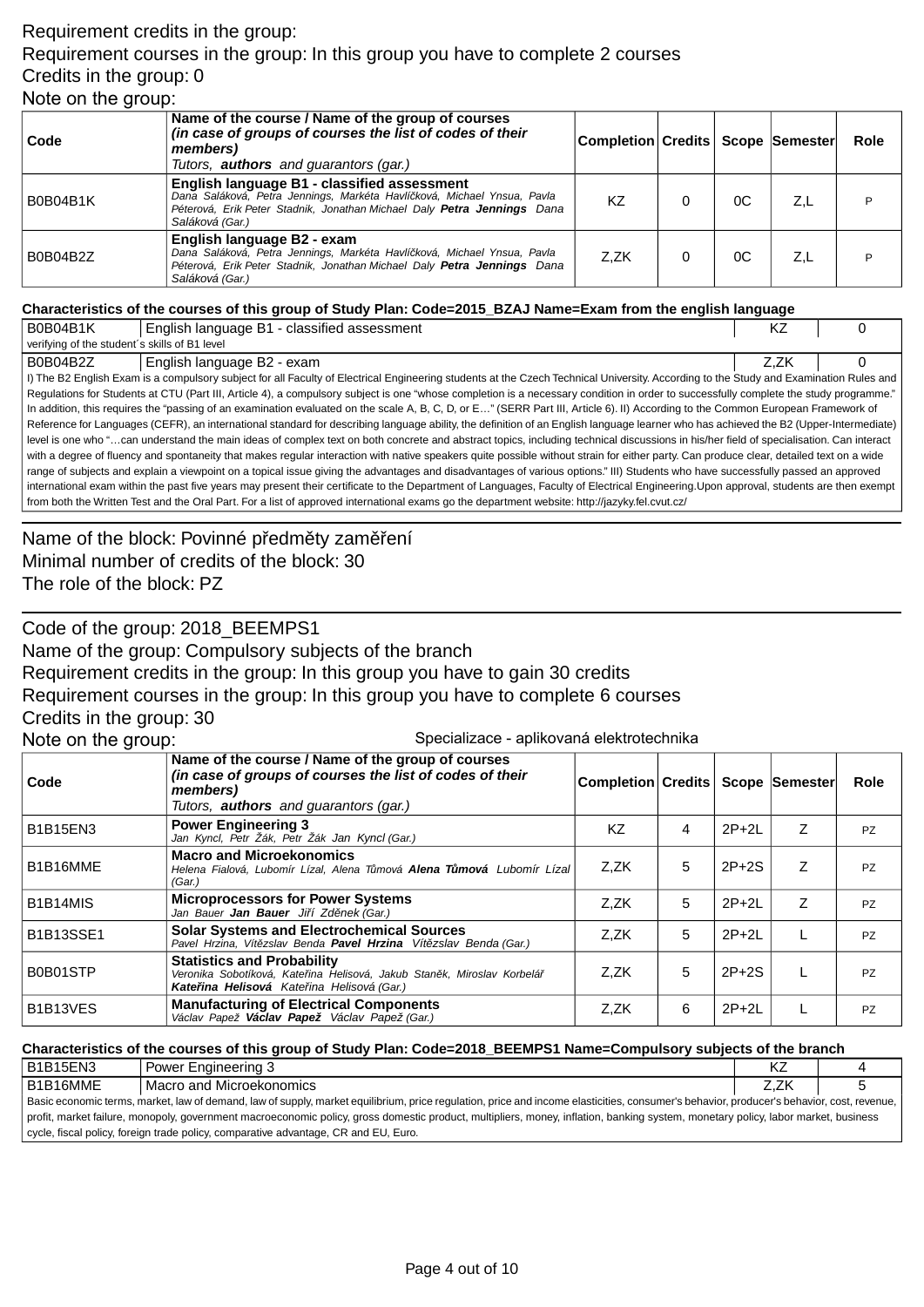Requirement credits in the group:
Requirement courses in the group: In this group you have to complete 2 courses
Credits in the group: 0
Note on the group:

| Code | Name of the course / Name of the group of courses *(in case of groups of courses the list of codes of their members)* Tutors, ***authors*** and guarantors (gar.) | Completion | Credits | Scope | Semester | Role |
|---|---|---|---|---|---|---|
| B0B04B1K | **English language B1 - classified assessment** *Dana Saláková, Petra Jennings, Markéta Havlíčková, Michael Ynsua, Pavla Péterová, Erik Peter Stadnik, Jonathan Michael Daly* ***Petra Jennings*** *Dana Saláková (Gar.)* | KZ | 0 | 0C | Z,L | P |
| B0B04B2Z | **English language B2 - exam** *Dana Saláková, Petra Jennings, Markéta Havlíčková, Michael Ynsua, Pavla Péterová, Erik Peter Stadnik, Jonathan Michael Daly* ***Petra Jennings*** *Dana Saláková (Gar.)* | Z,ZK | 0 | 0C | Z,L | P |

**Characteristics of the courses of this group of Study Plan: Code=2015_BZAJ Name=Exam from the english language**

| | | | |
|---|---|---|---|
| B0B04B1K | English language B1 - classified assessment | KZ | 0 |
| verifying of the student´s skills of B1 level | | | |
| B0B04B2Z | English language B2 - exam | Z,ZK | 0 |

I) The B2 English Exam is a compulsory subject for all Faculty of Electrical Engineering students at the Czech Technical University. According to the Study and Examination Rules and Regulations for Students at CTU (Part III, Article 4), a compulsory subject is one "whose completion is a necessary condition in order to successfully complete the study programme." In addition, this requires the "passing of an examination evaluated on the scale A, B, C, D, or E…" (SERR Part III, Article 6). II) According to the Common European Framework of Reference for Languages (CEFR), an international standard for describing language ability, the definition of an English language learner who has achieved the B2 (Upper-Intermediate) level is one who "…can understand the main ideas of complex text on both concrete and abstract topics, including technical discussions in his/her field of specialisation. Can interact with a degree of fluency and spontaneity that makes regular interaction with native speakers quite possible without strain for either party. Can produce clear, detailed text on a wide range of subjects and explain a viewpoint on a topical issue giving the advantages and disadvantages of various options." III) Students who have successfully passed an approved international exam within the past five years may present their certificate to the Department of Languages, Faculty of Electrical Engineering.Upon approval, students are then exempt from both the Written Test and the Oral Part. For a list of approved international exams go the department website: http://jazyky.fel.cvut.cz/

---

Name of the block: Povinné předměty zaměření
Minimal number of credits of the block: 30
The role of the block: PZ

---

Code of the group: 2018_BEEMPS1
Name of the group: Compulsory subjects of the branch
Requirement credits in the group: In this group you have to gain 30 credits
Requirement courses in the group: In this group you have to complete 6 courses
Credits in the group: 30
Note on the group: Specializace - aplikovaná elektrotechnika

| Code | Name of the course / Name of the group of courses *(in case of groups of courses the list of codes of their members)* Tutors, ***authors*** and guarantors (gar.) | Completion | Credits | Scope | Semester | Role |
|---|---|---|---|---|---|---|
| B1B15EN3 | **Power Engineering 3** *Jan Kyncl, Petr Žák, Petr Žák Jan Kyncl (Gar.)* | KZ | 4 | 2P+2L | Z | PZ |
| B1B16MME | **Macro and Microekonomics** *Helena Fialová, Lubomír Lízal, Alena Tůmová* ***Alena Tůmová*** *Lubomír Lízal (Gar.)* | Z,ZK | 5 | 2P+2S | Z | PZ |
| B1B14MIS | **Microprocessors for Power Systems** *Jan Bauer* ***Jan Bauer*** *Jiří Zděnek (Gar.)* | Z,ZK | 5 | 2P+2L | Z | PZ |
| B1B13SSE1 | **Solar Systems and Electrochemical Sources** *Pavel Hrzina, Vítězslav Benda* ***Pavel Hrzina*** *Vítězslav Benda (Gar.)* | Z,ZK | 5 | 2P+2L | L | PZ |
| B0B01STP | **Statistics and Probability** *Veronika Sobotíková, Kateřina Helisová, Jakub Staněk, Miroslav Korbelář* ***Kateřina Helisová*** *Kateřina Helisová (Gar.)* | Z,ZK | 5 | 2P+2S | L | PZ |
| B1B13VES | **Manufacturing of Electrical Components** *Václav Papež* ***Václav Papež*** *Václav Papež (Gar.)* | Z,ZK | 6 | 2P+2L | L | PZ |

**Characteristics of the courses of this group of Study Plan: Code=2018_BEEMPS1 Name=Compulsory subjects of the branch**

| | | | |
|---|---|---|---|
| B1B15EN3 | Power Engineering 3 | KZ | 4 |
| B1B16MME | Macro and Microekonomics | Z,ZK | 5 |

Basic economic terms, market, law of demand, law of supply, market equilibrium, price regulation, price and income elasticities, consumer's behavior, producer's behavior, cost, revenue, profit, market failure, monopoly, government macroeconomic policy, gross domestic product, multipliers, money, inflation, banking system, monetary policy, labor market, business cycle, fiscal policy, foreign trade policy, comparative advantage, CR and EU, Euro.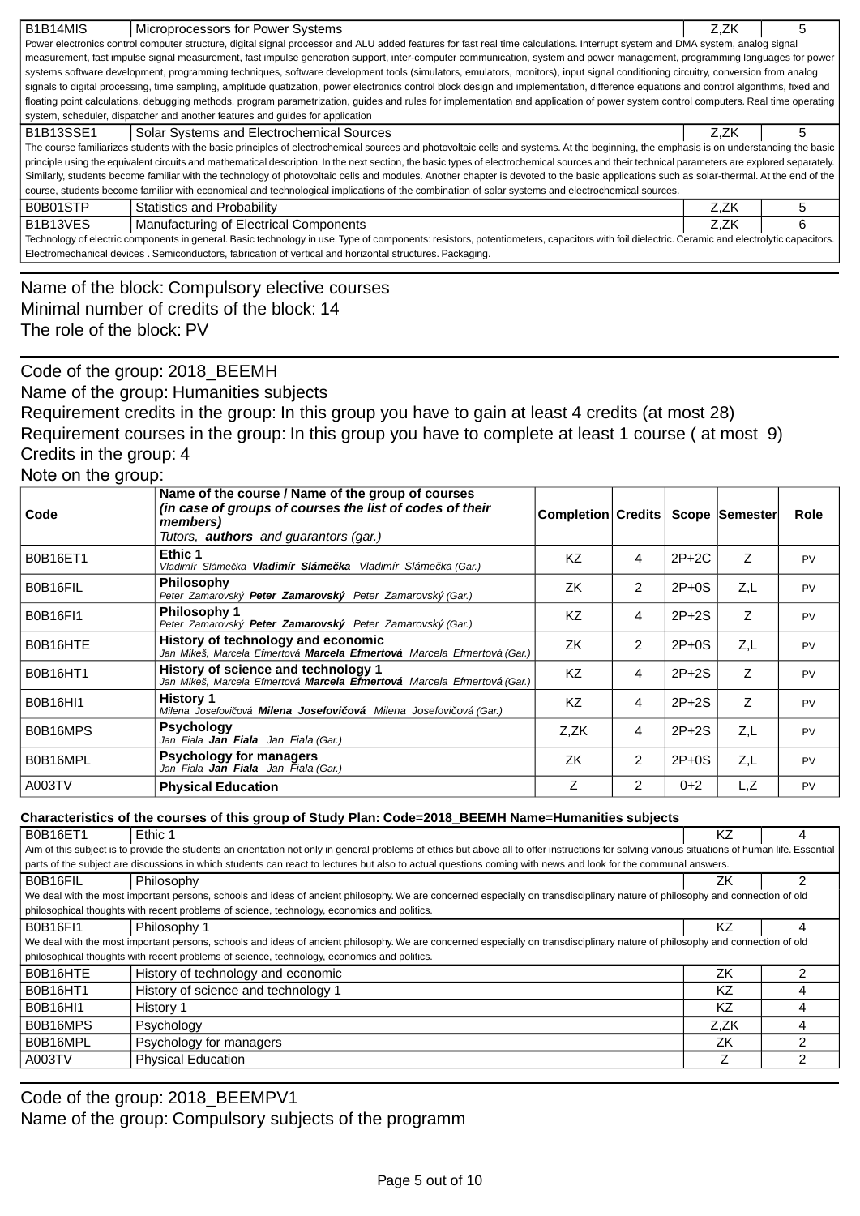| B1B14MIS | Microprocessors for Power Systems | Z,ZK | 5 |
|---|---|---|---|
| Power electronics control computer structure, digital signal processor and ALU added features for fast real time calculations. Interrupt system and DMA system, analog signal measurement, fast impulse signal measurement, fast impulse generation support, inter-computer communication, system and power management, programming languages for power systems software development, programming techniques, software development tools (simulators, emulators, monitors), input signal conditioning circuitry, conversion from analog signals to digital processing, time sampling, amplitude quatization, power electronics control block design and implementation, difference equations and control algorithms, fixed and floating point calculations, debugging methods, program parametrization, guides and rules for implementation and application of power system control computers. Real time operating system, scheduler, dispatcher and another features and guides for application | | | |
| B1B13SSE1 | Solar Systems and Electrochemical Sources | Z,ZK | 5 |
| The course familiarizes students with the basic principles of electrochemical sources and photovoltaic cells and systems. At the beginning, the emphasis is on understanding the basic principle using the equivalent circuits and mathematical description. In the next section, the basic types of electrochemical sources and their technical parameters are explored separately. Similarly, students become familiar with the technology of photovoltaic cells and modules. Another chapter is devoted to the basic applications such as solar-thermal. At the end of the course, students become familiar with economical and technological implications of the combination of solar systems and electrochemical sources. | | | |
| B0B01STP | Statistics and Probability | Z,ZK | 5 |
| B1B13VES | Manufacturing of Electrical Components | Z,ZK | 6 |
| Technology of electric components in general. Basic technology in use. Type of components: resistors, potentiometers, capacitors with foil dielectric. Ceramic and electrolytic capacitors. Electromechanical devices . Semiconductors, fabrication of vertical and horizontal structures. Packaging. | | | |

Name of the block: Compulsory elective courses
Minimal number of credits of the block: 14
The role of the block: PV

Code of the group: 2018_BEEMH
Name of the group: Humanities subjects
Requirement credits in the group: In this group you have to gain at least 4 credits (at most 28)
Requirement courses in the group: In this group you have to complete at least 1 course ( at most 9)
Credits in the group: 4
Note on the group:

| Code | Name of the course / Name of the group of courses *(in case of groups of courses the list of codes of their members)* *Tutors,* ***authors*** *and guarantors (gar.)* | Completion | Credits | Scope | Semester | Role |
|---|---|---|---|---|---|---|
| B0B16ET1 | **Ethic 1** *Vladimír Slámečka* ***Vladimír Slámečka*** *Vladimír Slámečka (Gar.)* | KZ | 4 | 2P+2C | Z | PV |
| B0B16FIL | **Philosophy** *Peter Zamarovský* ***Peter Zamarovský*** *Peter Zamarovský (Gar.)* | ZK | 2 | 2P+0S | Z,L | PV |
| B0B16FI1 | **Philosophy 1** *Peter Zamarovský* ***Peter Zamarovský*** *Peter Zamarovský (Gar.)* | KZ | 4 | 2P+2S | Z | PV |
| B0B16HTE | **History of technology and economic** *Jan Mikeš, Marcela Efmertová* ***Marcela Efmertová*** *Marcela Efmertová (Gar.)* | ZK | 2 | 2P+0S | Z,L | PV |
| B0B16HT1 | **History of science and technology 1** *Jan Mikeš, Marcela Efmertová* ***Marcela Efmertová*** *Marcela Efmertová (Gar.)* | KZ | 4 | 2P+2S | Z | PV |
| B0B16HI1 | **History 1** *Milena Josefovičová* ***Milena Josefovičová*** *Milena Josefovičová (Gar.)* | KZ | 4 | 2P+2S | Z | PV |
| B0B16MPS | **Psychology** *Jan Fiala* ***Jan Fiala*** *Jan Fiala (Gar.)* | Z,ZK | 4 | 2P+2S | Z,L | PV |
| B0B16MPL | **Psychology for managers** *Jan Fiala* ***Jan Fiala*** *Jan Fiala (Gar.)* | ZK | 2 | 2P+0S | Z,L | PV |
| A003TV | **Physical Education** | Z | 2 | 0+2 | L,Z | PV |

**Characteristics of the courses of this group of Study Plan: Code=2018_BEEMH Name=Humanities subjects**

| B0B16ET1 | Ethic 1 | KZ | 4 |
|---|---|---|---|
| Aim of this subject is to provide the students an orientation not only in general problems of ethics but above all to offer instructions for solving various situations of human life. Essential parts of the subject are discussions in which students can react to lectures but also to actual questions coming with news and look for the communal answers. | | | |
| B0B16FIL | Philosophy | ZK | 2 |
| We deal with the most important persons, schools and ideas of ancient philosophy. We are concerned especially on transdisciplinary nature of philosophy and connection of old philosophical thoughts with recent problems of science, technology, economics and politics. | | | |
| B0B16FI1 | Philosophy 1 | KZ | 4 |
| We deal with the most important persons, schools and ideas of ancient philosophy. We are concerned especially on transdisciplinary nature of philosophy and connection of old philosophical thoughts with recent problems of science, technology, economics and politics. | | | |
| B0B16HTE | History of technology and economic | ZK | 2 |
| B0B16HT1 | History of science and technology 1 | KZ | 4 |
| B0B16HI1 | History 1 | KZ | 4 |
| B0B16MPS | Psychology | Z,ZK | 4 |
| B0B16MPL | Psychology for managers | ZK | 2 |
| A003TV | Physical Education | Z | 2 |

Code of the group: 2018_BEEMPV1
Name of the group: Compulsory subjects of the programm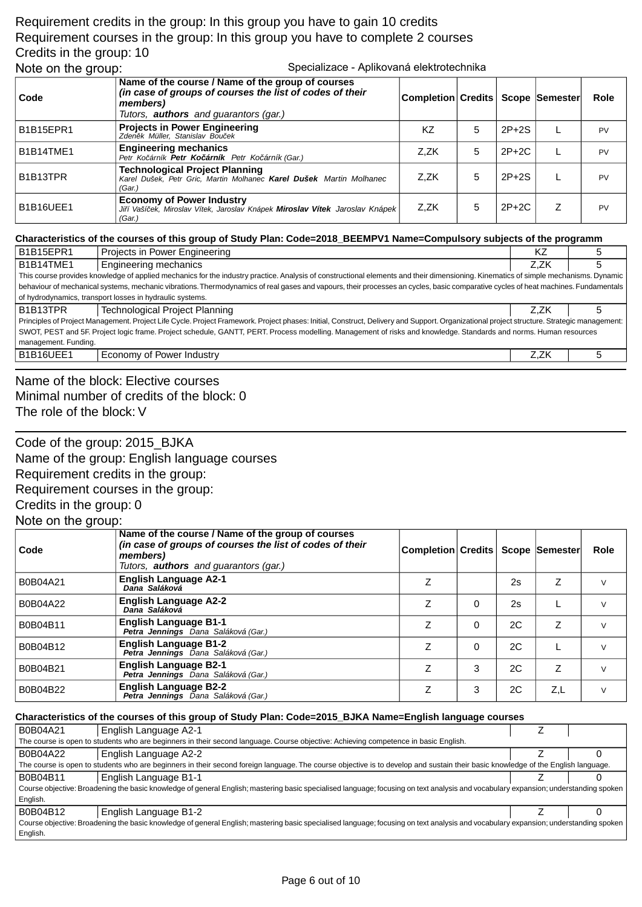Requirement credits in the group: In this group you have to gain 10 credits
Requirement courses in the group: In this group you have to complete 2 courses
Credits in the group: 10
Note on the group: Specializace - Aplikovaná elektrotechnika

| Code | Name of the course / Name of the group of courses *(in case of groups of courses the list of codes of their members)* *Tutors,* ***authors*** *and guarantors (gar.)* | Completion | Credits | Scope | Semester | Role |
|---|---|---|---|---|---|---|
| B1B15EPR1 | **Projects in Power Engineering** *Zdeněk Müller, Stanislav Bouček* | KZ | 5 | 2P+2S | L | PV |
| B1B14TME1 | **Engineering mechanics** *Petr Kočárník* ***Petr Kočárník*** *Petr Kočárník (Gar.)* | Z,ZK | 5 | 2P+2C | L | PV |
| B1B13TPR | **Technological Project Planning** *Karel Dušek, Petr Gric, Martin Molhanec* ***Karel Dušek*** *Martin Molhanec (Gar.)* | Z,ZK | 5 | 2P+2S | L | PV |
| B1B16UEE1 | **Economy of Power Industry** *Jiří Vašíček, Miroslav Vítek, Jaroslav Knápek* ***Miroslav Vítek*** *Jaroslav Knápek (Gar.)* | Z,ZK | 5 | 2P+2C | Z | PV |

**Characteristics of the courses of this group of Study Plan: Code=2018_BEEMPV1 Name=Compulsory subjects of the programm**

| | | | |
|---|---|---|---|
| B1B15EPR1 | Projects in Power Engineering | KZ | 5 |
| B1B14TME1 | Engineering mechanics | Z,ZK | 5 |
| This course provides knowledge of applied mechanics for the industry practice. Analysis of constructional elements and their dimensioning. Kinematics of simple mechanisms. Dynamic behaviour of mechanical systems, mechanic vibrations. Thermodynamics of real gases and vapours, their processes an cycles, basic comparative cycles of heat machines. Fundamentals of hydrodynamics, transport losses in hydraulic systems. | | | |
| B1B13TPR | Technological Project Planning | Z,ZK | 5 |
| Principles of Project Management. Project Life Cycle. Project Framework. Project phases: Initial, Construct, Delivery and Support. Organizational project structure. Strategic management: SWOT, PEST and 5F. Project logic frame. Project schedule, GANTT, PERT. Process modelling. Management of risks and knowledge. Standards and norms. Human resources management. Funding. | | | |
| B1B16UEE1 | Economy of Power Industry | Z,ZK | 5 |

Name of the block: Elective courses
Minimal number of credits of the block: 0
The role of the block: V

Code of the group: 2015_BJKA
Name of the group: English language courses
Requirement credits in the group:
Requirement courses in the group:
Credits in the group: 0
Note on the group:

| Code | Name of the course / Name of the group of courses *(in case of groups of courses the list of codes of their members)* *Tutors,* ***authors*** *and guarantors (gar.)* | Completion | Credits | Scope | Semester | Role |
|---|---|---|---|---|---|---|
| B0B04A21 | **English Language A2-1** ***Dana Saláková*** | Z | | 2s | Z | V |
| B0B04A22 | **English Language A2-2** ***Dana Saláková*** | Z | 0 | 2s | L | V |
| B0B04B11 | **English Language B1-1** ***Petra Jennings*** *Dana Saláková (Gar.)* | Z | 0 | 2C | Z | V |
| B0B04B12 | **English Language B1-2** ***Petra Jennings*** *Dana Saláková (Gar.)* | Z | 0 | 2C | L | V |
| B0B04B21 | **English Language B2-1** ***Petra Jennings*** *Dana Saláková (Gar.)* | Z | 3 | 2C | Z | V |
| B0B04B22 | **English Language B2-2** ***Petra Jennings*** *Dana Saláková (Gar.)* | Z | 3 | 2C | Z,L | V |

**Characteristics of the courses of this group of Study Plan: Code=2015_BJKA Name=English language courses**

| | | | |
|---|---|---|---|
| B0B04A21 | English Language A2-1 | Z | |
| The course is open to students who are beginners in their second language. Course objective: Achieving competence in basic English. | | | |
| B0B04A22 | English Language A2-2 | Z | 0 |
| The course is open to students who are beginners in their second foreign language. The course objective is to develop and sustain their basic knowledge of the English language. | | | |
| B0B04B11 | English Language B1-1 | Z | 0 |
| Course objective: Broadening the basic knowledge of general English; mastering basic specialised language; focusing on text analysis and vocabulary expansion; understanding spoken English. | | | |
| B0B04B12 | English Language B1-2 | Z | 0 |
| Course objective: Broadening the basic knowledge of general English; mastering basic specialised language; focusing on text analysis and vocabulary expansion; understanding spoken English. | | | |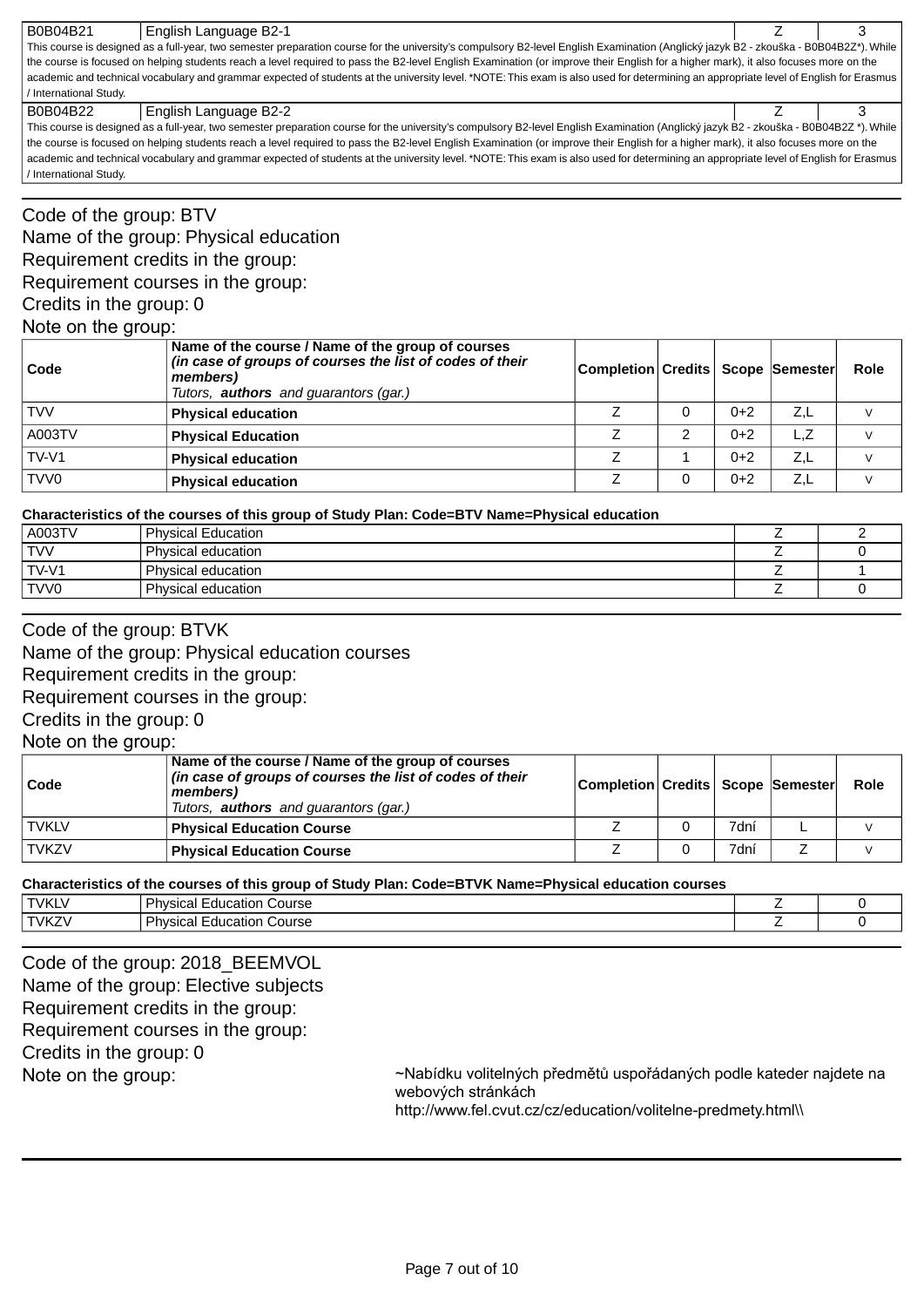| B0B04B21 | English Language B2-1 | Z | 3 |
|---|---|---|---|
| This course is designed as a full-year, two semester preparation course for the university's compulsory B2-level English Examination (Anglický jazyk B2 - zkouška - B0B04B2Z*). While the course is focused on helping students reach a level required to pass the B2-level English Examination (or improve their English for a higher mark), it also focuses more on the academic and technical vocabulary and grammar expected of students at the university level. *NOTE: This exam is also used for determining an appropriate level of English for Erasmus / International Study. | | | |
| B0B04B22 | English Language B2-2 | Z | 3 |
| This course is designed as a full-year, two semester preparation course for the university's compulsory B2-level English Examination (Anglický jazyk B2 - zkouška - B0B04B2Z *). While the course is focused on helping students reach a level required to pass the B2-level English Examination (or improve their English for a higher mark), it also focuses more on the academic and technical vocabulary and grammar expected of students at the university level. *NOTE: This exam is also used for determining an appropriate level of English for Erasmus / International Study. | | | |

Code of the group: BTV
Name of the group: Physical education
Requirement credits in the group:
Requirement courses in the group:
Credits in the group: 0
Note on the group:

| Code | Name of the course / Name of the group of courses *(in case of groups of courses the list of codes of their members)* Tutors, ***authors*** and guarantors (gar.) | Completion | Credits | Scope | Semester | Role |
|---|---|---|---|---|---|---|
| TVV | **Physical education** | Z | 0 | 0+2 | Z,L | V |
| A003TV | **Physical Education** | Z | 2 | 0+2 | L,Z | V |
| TV-V1 | **Physical education** | Z | 1 | 0+2 | Z,L | V |
| TVV0 | **Physical education** | Z | 0 | 0+2 | Z,L | V |

**Characteristics of the courses of this group of Study Plan: Code=BTV Name=Physical education**

| A003TV | Physical Education | Z | 2 |
|---|---|---|---|
| TVV | Physical education | Z | 0 |
| TV-V1 | Physical education | Z | 1 |
| TVV0 | Physical education | Z | 0 |

Code of the group: BTVK
Name of the group: Physical education courses
Requirement credits in the group:
Requirement courses in the group:
Credits in the group: 0
Note on the group:

| Code | Name of the course / Name of the group of courses *(in case of groups of courses the list of codes of their members)* Tutors, ***authors*** and guarantors (gar.) | Completion | Credits | Scope | Semester | Role |
|---|---|---|---|---|---|---|
| TVKLV | **Physical Education Course** | Z | 0 | 7dní | L | V |
| TVKZV | **Physical Education Course** | Z | 0 | 7dní | Z | V |

**Characteristics of the courses of this group of Study Plan: Code=BTVK Name=Physical education courses**

| TVKLV | Physical Education Course | Z | 0 |
|---|---|---|---|
| TVKZV | Physical Education Course | Z | 0 |

Code of the group: 2018_BEEMVOL
Name of the group: Elective subjects
Requirement credits in the group:
Requirement courses in the group:
Credits in the group: 0
Note on the group: ~Nabídku volitelných předmětů uspořádaných podle kateder najdete na webových stránkách http://www.fel.cvut.cz/cz/education/volitelne-predmety.html\\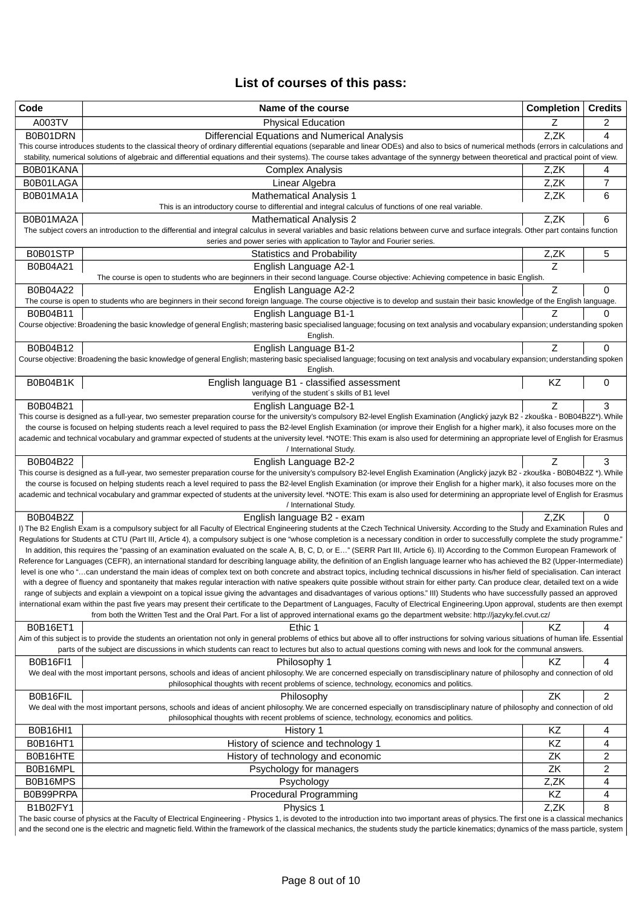## List of courses of this pass:

| Code | Name of the course | Completion | Credits |
|---|---|---|---|
| A003TV | Physical Education | Z | 2 |
| B0B01DRN | Differencial Equations and Numerical Analysis | Z,ZK | 4 |
| This course introduces students to the classical theory of ordinary differential equations (separable and linear ODEs) and also to bsics of numerical methods (errors in calculations and stability, numerical solutions of algebraic and differential equations and their systems). The course takes advantage of the synnergy between theoretical and practical point of view. | | | |
| B0B01KANA | Complex Analysis | Z,ZK | 4 |
| B0B01LAGA | Linear Algebra | Z,ZK | 7 |
| B0B01MA1A | Mathematical Analysis 1 | Z,ZK | 6 |
| This is an introductory course to differential and integral calculus of functions of one real variable. | | | |
| B0B01MA2A | Mathematical Analysis 2 | Z,ZK | 6 |
| The subject covers an introduction to the differential and integral calculus in several variables and basic relations between curve and surface integrals. Other part contains function series and power series with application to Taylor and Fourier series. | | | |
| B0B01STP | Statistics and Probability | Z,ZK | 5 |
| B0B04A21 | English Language A2-1 | Z | |
| The course is open to students who are beginners in their second language. Course objective: Achieving competence in basic English. | | | |
| B0B04A22 | English Language A2-2 | Z | 0 |
| The course is open to students who are beginners in their second foreign language. The course objective is to develop and sustain their basic knowledge of the English language. | | | |
| B0B04B11 | English Language B1-1 | Z | 0 |
| Course objective: Broadening the basic knowledge of general English; mastering basic specialised language; focusing on text analysis and vocabulary expansion; understanding spoken English. | | | |
| B0B04B12 | English Language B1-2 | Z | 0 |
| Course objective: Broadening the basic knowledge of general English; mastering basic specialised language; focusing on text analysis and vocabulary expansion; understanding spoken English. | | | |
| B0B04B1K | English language B1 - classified assessment | KZ | 0 |
| verifying of the student´s skills of B1 level | | | |
| B0B04B21 | English Language B2-1 | Z | 3 |
| This course is designed as a full-year, two semester preparation course for the university's compulsory B2-level English Examination (Anglický jazyk B2 - zkouška - B0B04B2Z*). While the course is focused on helping students reach a level required to pass the B2-level English Examination (or improve their English for a higher mark), it also focuses more on the academic and technical vocabulary and grammar expected of students at the university level. *NOTE: This exam is also used for determining an appropriate level of English for Erasmus / International Study. | | | |
| B0B04B22 | English Language B2-2 | Z | 3 |
| This course is designed as a full-year, two semester preparation course for the university's compulsory B2-level English Examination (Anglický jazyk B2 - zkouška - B0B04B2Z *). While the course is focused on helping students reach a level required to pass the B2-level English Examination (or improve their English for a higher mark), it also focuses more on the academic and technical vocabulary and grammar expected of students at the university level. *NOTE: This exam is also used for determining an appropriate level of English for Erasmus / International Study. | | | |
| B0B04B2Z | English language B2 - exam | Z,ZK | 0 |
| I) The B2 English Exam is a compulsory subject for all Faculty of Electrical Engineering students at the Czech Technical University. According to the Study and Examination Rules and Regulations for Students at CTU (Part III, Article 4), a compulsory subject is one "whose completion is a necessary condition in order to successfully complete the study programme." In addition, this requires the "passing of an examination evaluated on the scale A, B, C, D, or E…" (SERR Part III, Article 6). II) According to the Common European Framework of Reference for Languages (CEFR), an international standard for describing language ability, the definition of an English language learner who has achieved the B2 (Upper-Intermediate) level is one who "…can understand the main ideas of complex text on both concrete and abstract topics, including technical discussions in his/her field of specialisation. Can interact with a degree of fluency and spontaneity that makes regular interaction with native speakers quite possible without strain for either party. Can produce clear, detailed text on a wide range of subjects and explain a viewpoint on a topical issue giving the advantages and disadvantages of various options." III) Students who have successfully passed an approved international exam within the past five years may present their certificate to the Department of Languages, Faculty of Electrical Engineering.Upon approval, students are then exempt from both the Written Test and the Oral Part. For a list of approved international exams go the department website: http://jazyky.fel.cvut.cz/ | | | |
| B0B16ET1 | Ethic 1 | KZ | 4 |
| Aim of this subject is to provide the students an orientation not only in general problems of ethics but above all to offer instructions for solving various situations of human life. Essential parts of the subject are discussions in which students can react to lectures but also to actual questions coming with news and look for the communal answers. | | | |
| B0B16FI1 | Philosophy 1 | KZ | 4 |
| We deal with the most important persons, schools and ideas of ancient philosophy. We are concerned especially on transdisciplinary nature of philosophy and connection of old philosophical thoughts with recent problems of science, technology, economics and politics. | | | |
| B0B16FIL | Philosophy | ZK | 2 |
| We deal with the most important persons, schools and ideas of ancient philosophy. We are concerned especially on transdisciplinary nature of philosophy and connection of old philosophical thoughts with recent problems of science, technology, economics and politics. | | | |
| B0B16HI1 | History 1 | KZ | 4 |
| B0B16HT1 | History of science and technology 1 | KZ | 4 |
| B0B16HTE | History of technology and economic | ZK | 2 |
| B0B16MPL | Psychology for managers | ZK | 2 |
| B0B16MPS | Psychology | Z,ZK | 4 |
| B0B99PRPA | Procedural Programming | KZ | 4 |
| B1B02FY1 | Physics 1 | Z,ZK | 8 |
| The basic course of physics at the Faculty of Electrical Engineering - Physics 1, is devoted to the introduction into two important areas of physics. The first one is a classical mechanics and the second one is the electric and magnetic field. Within the framework of the classical mechanics, the students study the particle kinematics; dynamics of the mass particle, system | | | |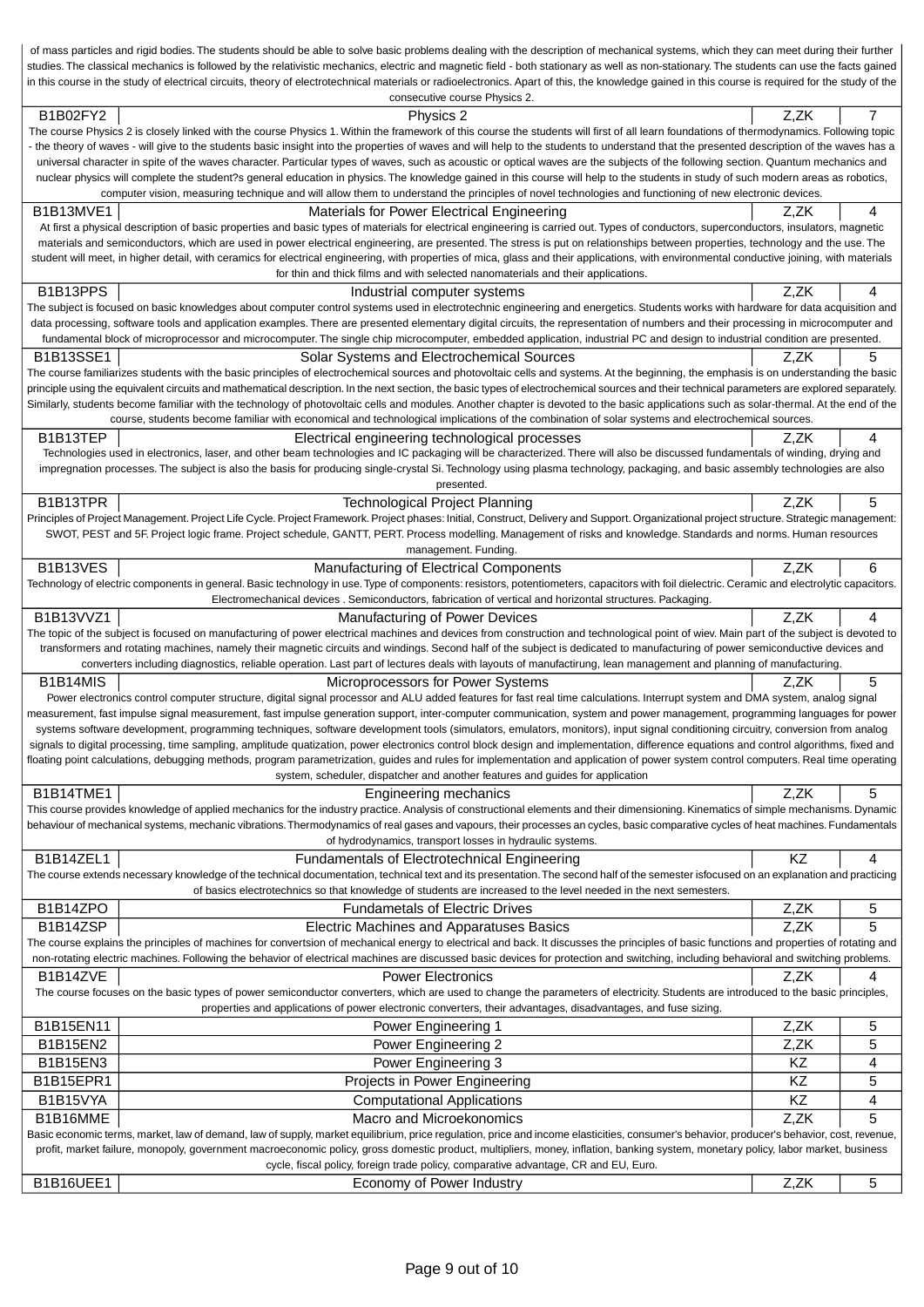of mass particles and rigid bodies. The students should be able to solve basic problems dealing with the description of mechanical systems, which they can meet during their further studies. The classical mechanics is followed by the relativistic mechanics, electric and magnetic field - both stationary as well as non-stationary. The students can use the facts gained in this course in the study of electrical circuits, theory of electrotechnical materials or radioelectronics. Apart of this, the knowledge gained in this course is required for the study of the consecutive course Physics 2.

| | | | |
|---|---|---|---|
| B1B02FY2 | Physics 2 | Z,ZK | 7 |

The course Physics 2 is closely linked with the course Physics 1. Within the framework of this course the students will first of all learn foundations of thermodynamics. Following topic - the theory of waves - will give to the students basic insight into the properties of waves and will help to the students to understand that the presented description of the waves has a universal character in spite of the waves character. Particular types of waves, such as acoustic or optical waves are the subjects of the following section. Quantum mechanics and nuclear physics will complete the student?s general education in physics. The knowledge gained in this course will help to the students in study of such modern areas as robotics, computer vision, measuring technique and will allow them to understand the principles of novel technologies and functioning of new electronic devices.

| | | | |
|---|---|---|---|
| B1B13MVE1 | Materials for Power Electrical Engineering | Z,ZK | 4 |

At first a physical description of basic properties and basic types of materials for electrical engineering is carried out. Types of conductors, superconductors, insulators, magnetic materials and semiconductors, which are used in power electrical engineering, are presented. The stress is put on relationships between properties, technology and the use. The student will meet, in higher detail, with ceramics for electrical engineering, with properties of mica, glass and their applications, with environmental conductive joining, with materials for thin and thick films and with selected nanomaterials and their applications.

| | | | |
|---|---|---|---|
| B1B13PPS | Industrial computer systems | Z,ZK | 4 |

The subject is focused on basic knowledges about computer control systems used in electrotechnic engineering and energetics. Students works with hardware for data acquisition and data processing, software tools and application examples. There are presented elementary digital circuits, the representation of numbers and their processing in microcomputer and fundamental block of microprocessor and microcomputer. The single chip microcomputer, embedded application, industrial PC and design to industrial condition are presented.

| | | | |
|---|---|---|---|
| B1B13SSE1 | Solar Systems and Electrochemical Sources | Z,ZK | 5 |

The course familiarizes students with the basic principles of electrochemical sources and photovoltaic cells and systems. At the beginning, the emphasis is on understanding the basic principle using the equivalent circuits and mathematical description. In the next section, the basic types of electrochemical sources and their technical parameters are explored separately. Similarly, students become familiar with the technology of photovoltaic cells and modules. Another chapter is devoted to the basic applications such as solar-thermal. At the end of the course, students become familiar with economical and technological implications of the combination of solar systems and electrochemical sources.

| | | | |
|---|---|---|---|
| B1B13TEP | Electrical engineering technological processes | Z,ZK | 4 |

Technologies used in electronics, laser, and other beam technologies and IC packaging will be characterized. There will also be discussed fundamentals of winding, drying and impregnation processes. The subject is also the basis for producing single-crystal Si. Technology using plasma technology, packaging, and basic assembly technologies are also presented.

| | | | |
|---|---|---|---|
| B1B13TPR | Technological Project Planning | Z,ZK | 5 |

Principles of Project Management. Project Life Cycle. Project Framework. Project phases: Initial, Construct, Delivery and Support. Organizational project structure. Strategic management: SWOT, PEST and 5F. Project logic frame. Project schedule, GANTT, PERT. Process modelling. Management of risks and knowledge. Standards and norms. Human resources management. Funding.

| | | | |
|---|---|---|---|
| B1B13VES | Manufacturing of Electrical Components | Z,ZK | 6 |

Technology of electric components in general. Basic technology in use. Type of components: resistors, potentiometers, capacitors with foil dielectric. Ceramic and electrolytic capacitors. Electromechanical devices . Semiconductors, fabrication of vertical and horizontal structures. Packaging.

| | | | |
|---|---|---|---|
| B1B13VVZ1 | Manufacturing of Power Devices | Z,ZK | 4 |

The topic of the subject is focused on manufacturing of power electrical machines and devices from construction and technological point of wiev. Main part of the subject is devoted to transformers and rotating machines, namely their magnetic circuits and windings. Second half of the subject is dedicated to manufacturing of power semiconductive devices and converters including diagnostics, reliable operation. Last part of lectures deals with layouts of manufactirung, lean management and planning of manufacturing.

| | | | |
|---|---|---|---|
| B1B14MIS | Microprocessors for Power Systems | Z,ZK | 5 |

Power electronics control computer structure, digital signal processor and ALU added features for fast real time calculations. Interrupt system and DMA system, analog signal measurement, fast impulse signal measurement, fast impulse generation support, inter-computer communication, system and power management, programming languages for power systems software development, programming techniques, software development tools (simulators, emulators, monitors), input signal conditioning circuitry, conversion from analog signals to digital processing, time sampling, amplitude quatization, power electronics control block design and implementation, difference equations and control algorithms, fixed and floating point calculations, debugging methods, program parametrization, guides and rules for implementation and application of power system control computers. Real time operating system, scheduler, dispatcher and another features and guides for application

| | | | |
|---|---|---|---|
| B1B14TME1 | Engineering mechanics | Z,ZK | 5 |

This course provides knowledge of applied mechanics for the industry practice. Analysis of constructional elements and their dimensioning. Kinematics of simple mechanisms. Dynamic behaviour of mechanical systems, mechanic vibrations. Thermodynamics of real gases and vapours, their processes an cycles, basic comparative cycles of heat machines. Fundamentals of hydrodynamics, transport losses in hydraulic systems.

| | | | |
|---|---|---|---|
| B1B14ZEL1 | Fundamentals of Electrotechnical Engineering | KZ | 4 |

The course extends necessary knowledge of the technical documentation, technical text and its presentation. The second half of the semester isfocused on an explanation and practicing of basics electrotechnics so that knowledge of students are increased to the level needed in the next semesters.

| | | | |
|---|---|---|---|
| B1B14ZPO | Fundametals of Electric Drives | Z,ZK | 5 |
| B1B14ZSP | Electric Machines and Apparatuses Basics | Z,ZK | 5 |

The course explains the principles of machines for convertsion of mechanical energy to electrical and back. It discusses the principles of basic functions and properties of rotating and non-rotating electric machines. Following the behavior of electrical machines are discussed basic devices for protection and switching, including behavioral and switching problems.

| | | | |
|---|---|---|---|
| B1B14ZVE | Power Electronics | Z,ZK | 4 |

The course focuses on the basic types of power semiconductor converters, which are used to change the parameters of electricity. Students are introduced to the basic principles, properties and applications of power electronic converters, their advantages, disadvantages, and fuse sizing.

| | | | |
|---|---|---|---|
| B1B15EN11 | Power Engineering 1 | Z,ZK | 5 |
| B1B15EN2 | Power Engineering 2 | Z,ZK | 5 |
| B1B15EN3 | Power Engineering 3 | KZ | 4 |
| B1B15EPR1 | Projects in Power Engineering | KZ | 5 |
| B1B15VYA | Computational Applications | KZ | 4 |
| B1B16MME | Macro and Microekonomics | Z,ZK | 5 |

Basic economic terms, market, law of demand, law of supply, market equilibrium, price regulation, price and income elasticities, consumer's behavior, producer's behavior, cost, revenue, profit, market failure, monopoly, government macroeconomic policy, gross domestic product, multipliers, money, inflation, banking system, monetary policy, labor market, business cycle, fiscal policy, foreign trade policy, comparative advantage, CR and EU, Euro.

| | | | |
|---|---|---|---|
| B1B16UEE1 | Economy of Power Industry | Z,ZK | 5 |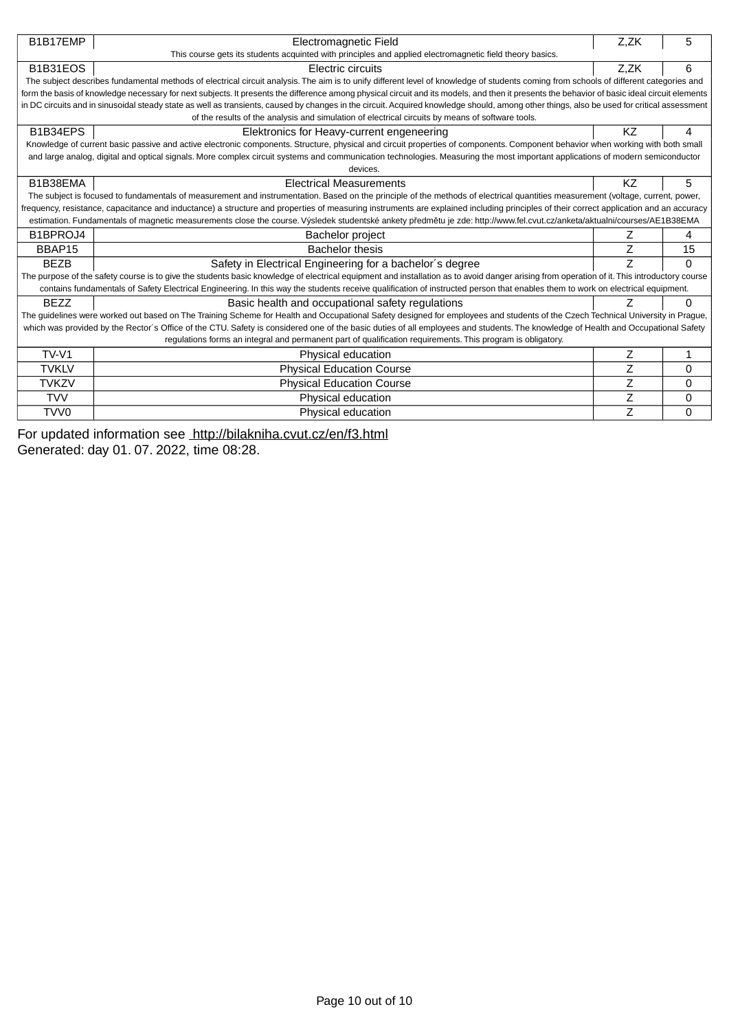| | | | |
|---|---|---|---|
| B1B17EMP | Electromagnetic Field | Z,ZK | 5 |
| This course gets its students acquinted with principles and applied electromagnetic field theory basics. | | | |
| B1B31EOS | Electric circuits | Z,ZK | 6 |
| The subject describes fundamental methods of electrical circuit analysis. The aim is to unify different level of knowledge of students coming from schools of different categories and form the basis of knowledge necessary for next subjects. It presents the difference among physical circuit and its models, and then it presents the behavior of basic ideal circuit elements in DC circuits and in sinusoidal steady state as well as transients, caused by changes in the circuit. Acquired knowledge should, among other things, also be used for critical assessment of the results of the analysis and simulation of electrical circuits by means of software tools. | | | |
| B1B34EPS | Elektronics for Heavy-current engeneering | KZ | 4 |
| Knowledge of current basic passive and active electronic components. Structure, physical and circuit properties of components. Component behavior when working with both small and large analog, digital and optical signals. More complex circuit systems and communication technologies. Measuring the most important applications of modern semiconductor devices. | | | |
| B1B38EMA | Electrical Measurements | KZ | 5 |
| The subject is focused to fundamentals of measurement and instrumentation. Based on the principle of the methods of electrical quantities measurement (voltage, current, power, frequency, resistance, capacitance and inductance) a structure and properties of measuring instruments are explained including principles of their correct application and an accuracy estimation. Fundamentals of magnetic measurements close the course. Výsledek studentské ankety předmětu je zde: http://www.fel.cvut.cz/anketa/aktualni/courses/AE1B38EMA | | | |
| B1BPROJ4 | Bachelor project | Z | 4 |
| BBAP15 | Bachelor thesis | Z | 15 |
| BEZB | Safety in Electrical Engineering for a bachelor´s degree | Z | 0 |
| The purpose of the safety course is to give the students basic knowledge of electrical equipment and installation as to avoid danger arising from operation of it. This introductory course contains fundamentals of Safety Electrical Engineering. In this way the students receive qualification of instructed person that enables them to work on electrical equipment. | | | |
| BEZZ | Basic health and occupational safety regulations | Z | 0 |
| The guidelines were worked out based on The Training Scheme for Health and Occupational Safety designed for employees and students of the Czech Technical University in Prague, which was provided by the Rector´s Office of the CTU. Safety is considered one of the basic duties of all employees and students. The knowledge of Health and Occupational Safety regulations forms an integral and permanent part of qualification requirements. This program is obligatory. | | | |
| TV-V1 | Physical education | Z | 1 |
| TVKLV | Physical Education Course | Z | 0 |
| TVKZV | Physical Education Course | Z | 0 |
| TVV | Physical education | Z | 0 |
| TVV0 | Physical education | Z | 0 |

For updated information see http://bilakniha.cvut.cz/en/f3.html
Generated: day 01. 07. 2022, time 08:28.